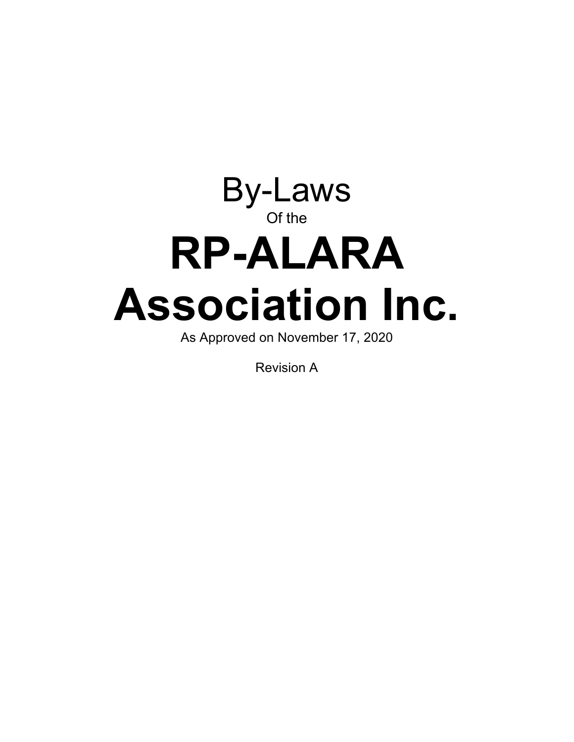# By-Laws

Of the

# RP-ALARA Association Inc.

As Approved on November 17, 2020

Revision A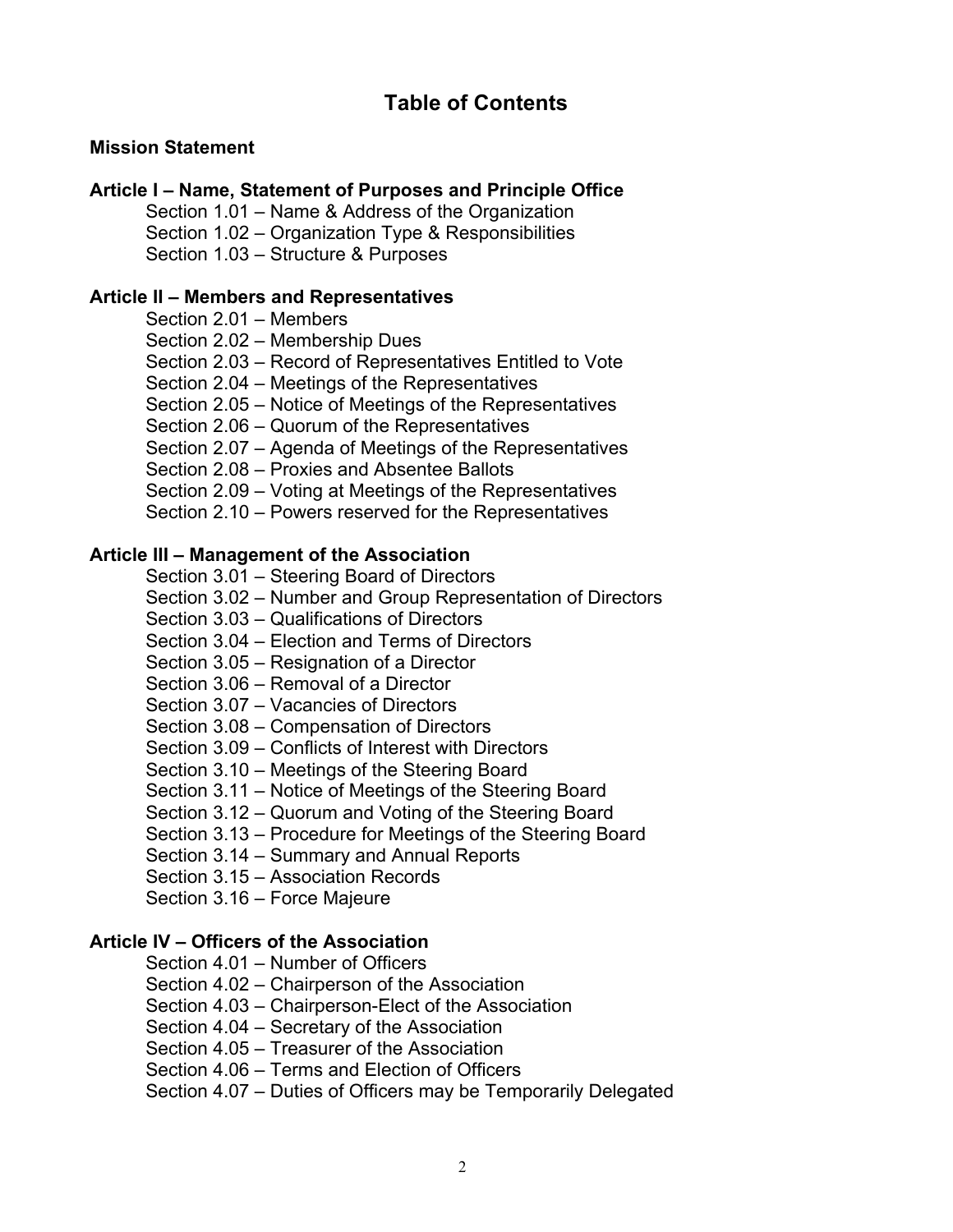# Table of Contents

**Mission Statement**

**Article I – Name, Statement of Purposes and Principle Office**

- Section 1.01 – Name & Address of the Organization
- Section 1.02 – Organization Type & Responsibilities
- Section 1.03 – Structure & Purposes

**Article II – Members and Representatives**

- Section 2.01 – Members
- Section 2.02 – Membership Dues
- Section 2.03 – Record of Representatives Entitled to Vote
- Section 2.04 – Meetings of the Representatives
- Section 2.05 – Notice of Meetings of the Representatives
- Section 2.06 – Quorum of the Representatives
- Section 2.07 – Agenda of Meetings of the Representatives
- Section 2.08 – Proxies and Absentee Ballots
- Section 2.09 – Voting at Meetings of the Representatives
- Section 2.10 – Powers reserved for the Representatives

**Article III – Management of the Association**

- Section 3.01 – Steering Board of Directors
- Section 3.02 – Number and Group Representation of Directors
- Section 3.03 – Qualifications of Directors
- Section 3.04 – Election and Terms of Directors
- Section 3.05 – Resignation of a Director
- Section 3.06 – Removal of a Director
- Section 3.07 – Vacancies of Directors
- Section 3.08 – Compensation of Directors
- Section 3.09 – Conflicts of Interest with Directors
- Section 3.10 – Meetings of the Steering Board
- Section 3.11 – Notice of Meetings of the Steering Board
- Section 3.12 – Quorum and Voting of the Steering Board
- Section 3.13 – Procedure for Meetings of the Steering Board
- Section 3.14 – Summary and Annual Reports
- Section 3.15 – Association Records
- Section 3.16 – Force Majeure

**Article IV – Officers of the Association**

- Section 4.01 – Number of Officers
- Section 4.02 – Chairperson of the Association
- Section 4.03 – Chairperson-Elect of the Association
- Section 4.04 – Secretary of the Association
- Section 4.05 – Treasurer of the Association
- Section 4.06 – Terms and Election of Officers
- Section 4.07 – Duties of Officers may be Temporarily Delegated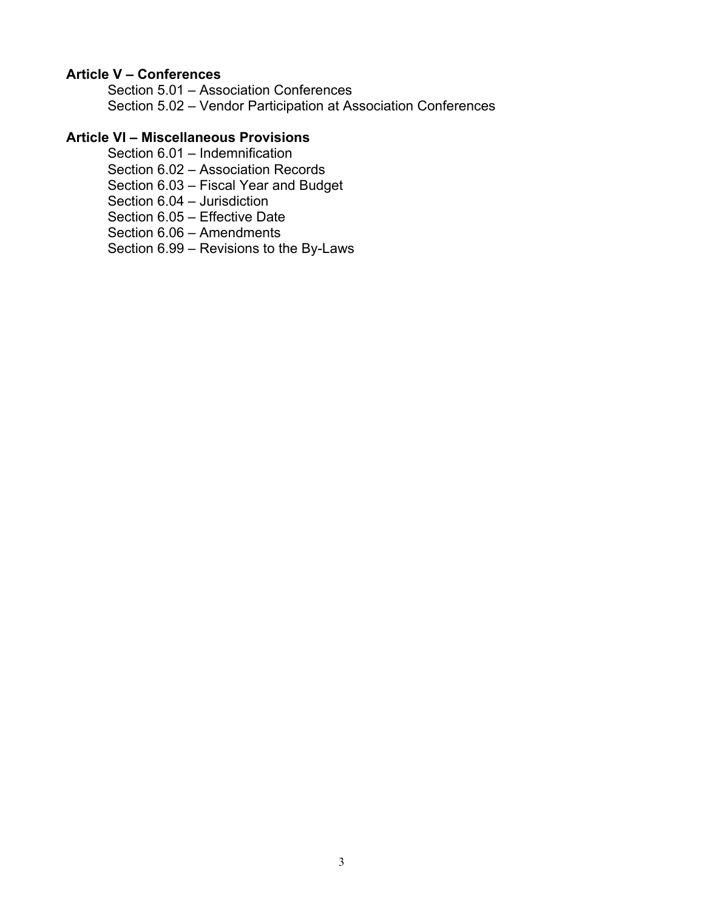**Article V – Conferences**

Section 5.01 – Association Conferences
Section 5.02 – Vendor Participation at Association Conferences

**Article VI – Miscellaneous Provisions**

Section 6.01 – Indemnification
Section 6.02 – Association Records
Section 6.03 – Fiscal Year and Budget
Section 6.04 – Jurisdiction
Section 6.05 – Effective Date
Section 6.06 – Amendments
Section 6.99 – Revisions to the By-Laws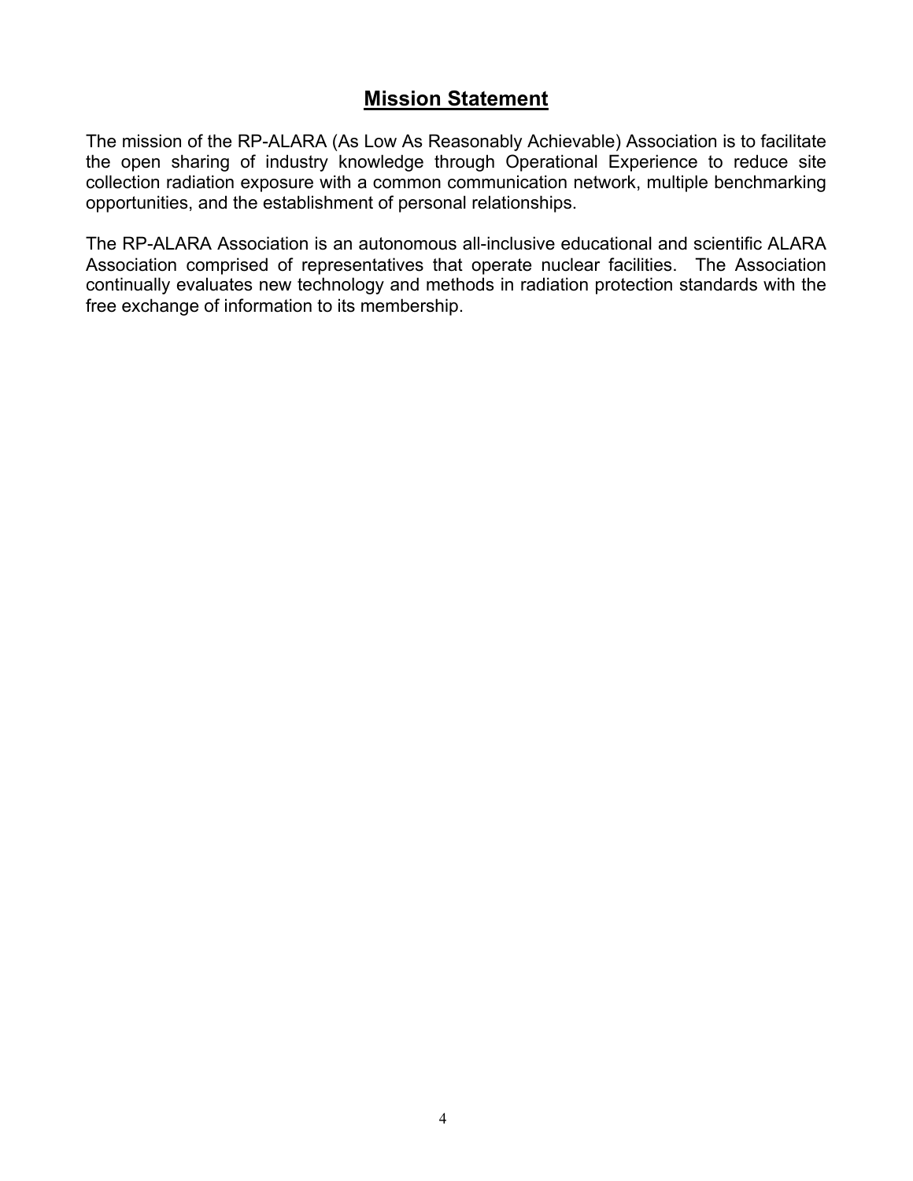# **Mission Statement**

The mission of the RP-ALARA (As Low As Reasonably Achievable) Association is to facilitate the open sharing of industry knowledge through Operational Experience to reduce site collection radiation exposure with a common communication network, multiple benchmarking opportunities, and the establishment of personal relationships.

The RP-ALARA Association is an autonomous all-inclusive educational and scientific ALARA Association comprised of representatives that operate nuclear facilities. The Association continually evaluates new technology and methods in radiation protection standards with the free exchange of information to its membership.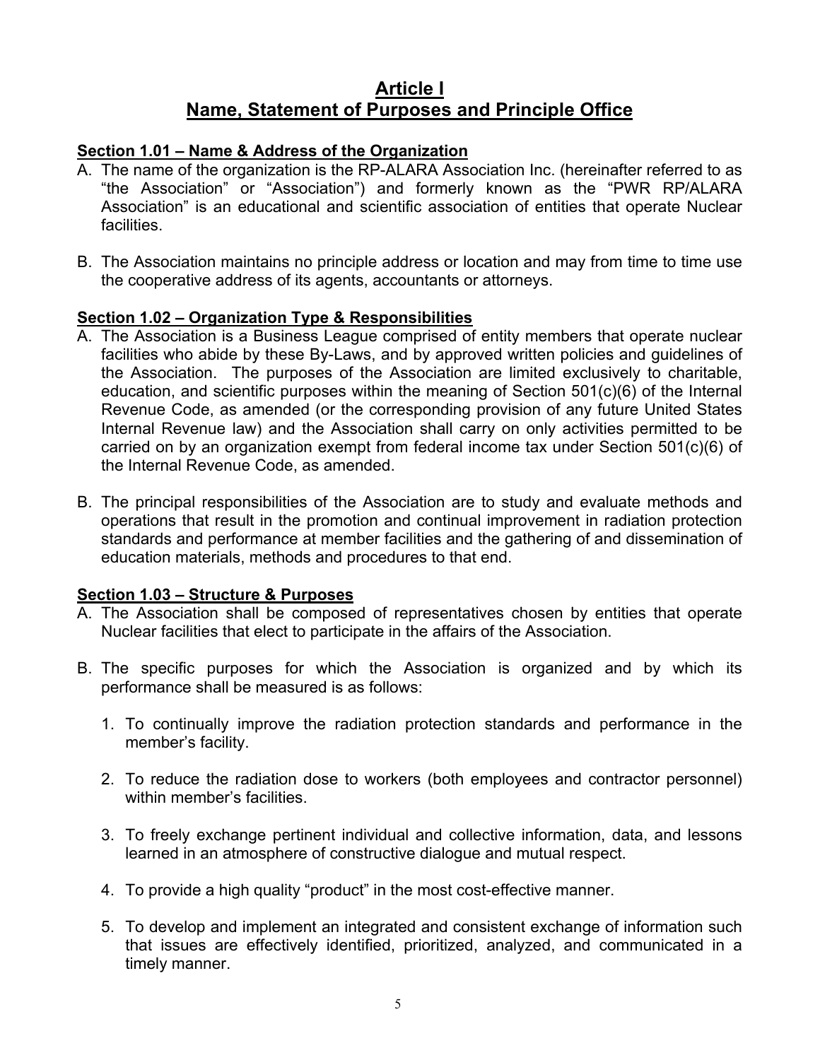# Article I
# Name, Statement of Purposes and Principle Office

### Section 1.01 – Name & Address of the Organization

A. The name of the organization is the RP-ALARA Association Inc. (hereinafter referred to as "the Association" or "Association") and formerly known as the "PWR RP/ALARA Association" is an educational and scientific association of entities that operate Nuclear facilities.

B. The Association maintains no principle address or location and may from time to time use the cooperative address of its agents, accountants or attorneys.

### Section 1.02 – Organization Type & Responsibilities

A. The Association is a Business League comprised of entity members that operate nuclear facilities who abide by these By-Laws, and by approved written policies and guidelines of the Association. The purposes of the Association are limited exclusively to charitable, education, and scientific purposes within the meaning of Section 501(c)(6) of the Internal Revenue Code, as amended (or the corresponding provision of any future United States Internal Revenue law) and the Association shall carry on only activities permitted to be carried on by an organization exempt from federal income tax under Section 501(c)(6) of the Internal Revenue Code, as amended.

B. The principal responsibilities of the Association are to study and evaluate methods and operations that result in the promotion and continual improvement in radiation protection standards and performance at member facilities and the gathering of and dissemination of education materials, methods and procedures to that end.

### Section 1.03 – Structure & Purposes

A. The Association shall be composed of representatives chosen by entities that operate Nuclear facilities that elect to participate in the affairs of the Association.

B. The specific purposes for which the Association is organized and by which its performance shall be measured is as follows:

   1. To continually improve the radiation protection standards and performance in the member's facility.

   2. To reduce the radiation dose to workers (both employees and contractor personnel) within member's facilities.

   3. To freely exchange pertinent individual and collective information, data, and lessons learned in an atmosphere of constructive dialogue and mutual respect.

   4. To provide a high quality "product" in the most cost-effective manner.

   5. To develop and implement an integrated and consistent exchange of information such that issues are effectively identified, prioritized, analyzed, and communicated in a timely manner.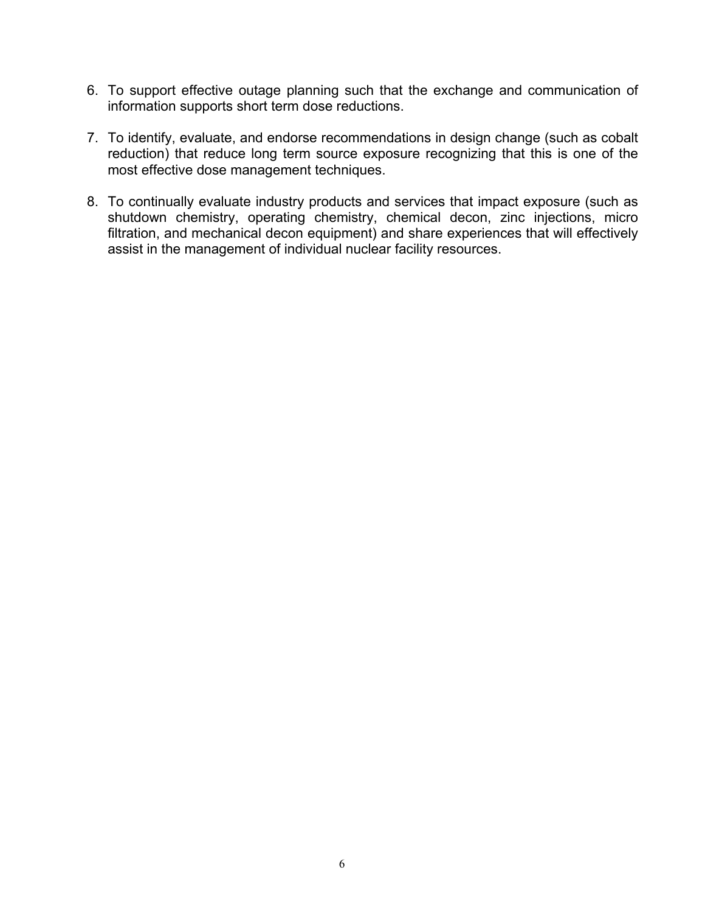6. To support effective outage planning such that the exchange and communication of information supports short term dose reductions.

7. To identify, evaluate, and endorse recommendations in design change (such as cobalt reduction) that reduce long term source exposure recognizing that this is one of the most effective dose management techniques.

8. To continually evaluate industry products and services that impact exposure (such as shutdown chemistry, operating chemistry, chemical decon, zinc injections, micro filtration, and mechanical decon equipment) and share experiences that will effectively assist in the management of individual nuclear facility resources.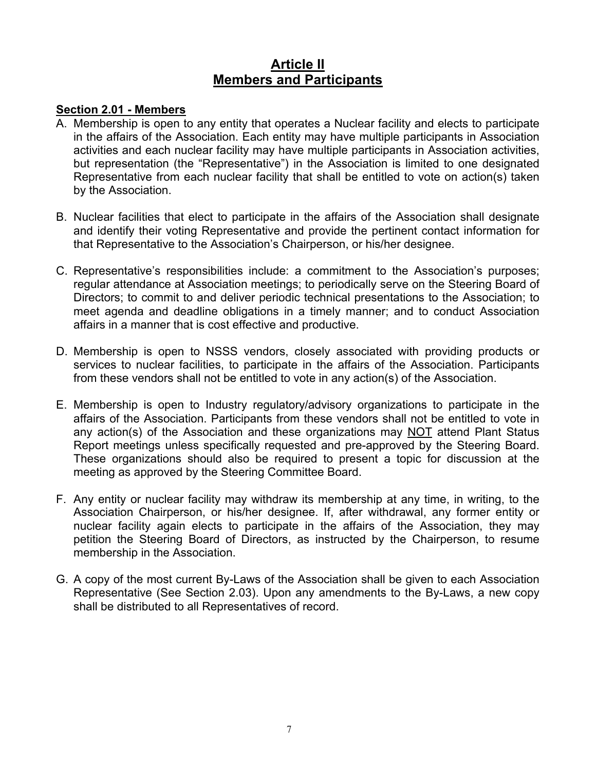# Article II
# Members and Participants

## Section 2.01 - Members

A. Membership is open to any entity that operates a Nuclear facility and elects to participate in the affairs of the Association. Each entity may have multiple participants in Association activities and each nuclear facility may have multiple participants in Association activities, but representation (the "Representative") in the Association is limited to one designated Representative from each nuclear facility that shall be entitled to vote on action(s) taken by the Association.

B. Nuclear facilities that elect to participate in the affairs of the Association shall designate and identify their voting Representative and provide the pertinent contact information for that Representative to the Association's Chairperson, or his/her designee.

C. Representative's responsibilities include: a commitment to the Association's purposes; regular attendance at Association meetings; to periodically serve on the Steering Board of Directors; to commit to and deliver periodic technical presentations to the Association; to meet agenda and deadline obligations in a timely manner; and to conduct Association affairs in a manner that is cost effective and productive.

D. Membership is open to NSSS vendors, closely associated with providing products or services to nuclear facilities, to participate in the affairs of the Association. Participants from these vendors shall not be entitled to vote in any action(s) of the Association.

E. Membership is open to Industry regulatory/advisory organizations to participate in the affairs of the Association. Participants from these vendors shall not be entitled to vote in any action(s) of the Association and these organizations may <u>NOT</u> attend Plant Status Report meetings unless specifically requested and pre-approved by the Steering Board. These organizations should also be required to present a topic for discussion at the meeting as approved by the Steering Committee Board.

F. Any entity or nuclear facility may withdraw its membership at any time, in writing, to the Association Chairperson, or his/her designee. If, after withdrawal, any former entity or nuclear facility again elects to participate in the affairs of the Association, they may petition the Steering Board of Directors, as instructed by the Chairperson, to resume membership in the Association.

G. A copy of the most current By-Laws of the Association shall be given to each Association Representative (See Section 2.03). Upon any amendments to the By-Laws, a new copy shall be distributed to all Representatives of record.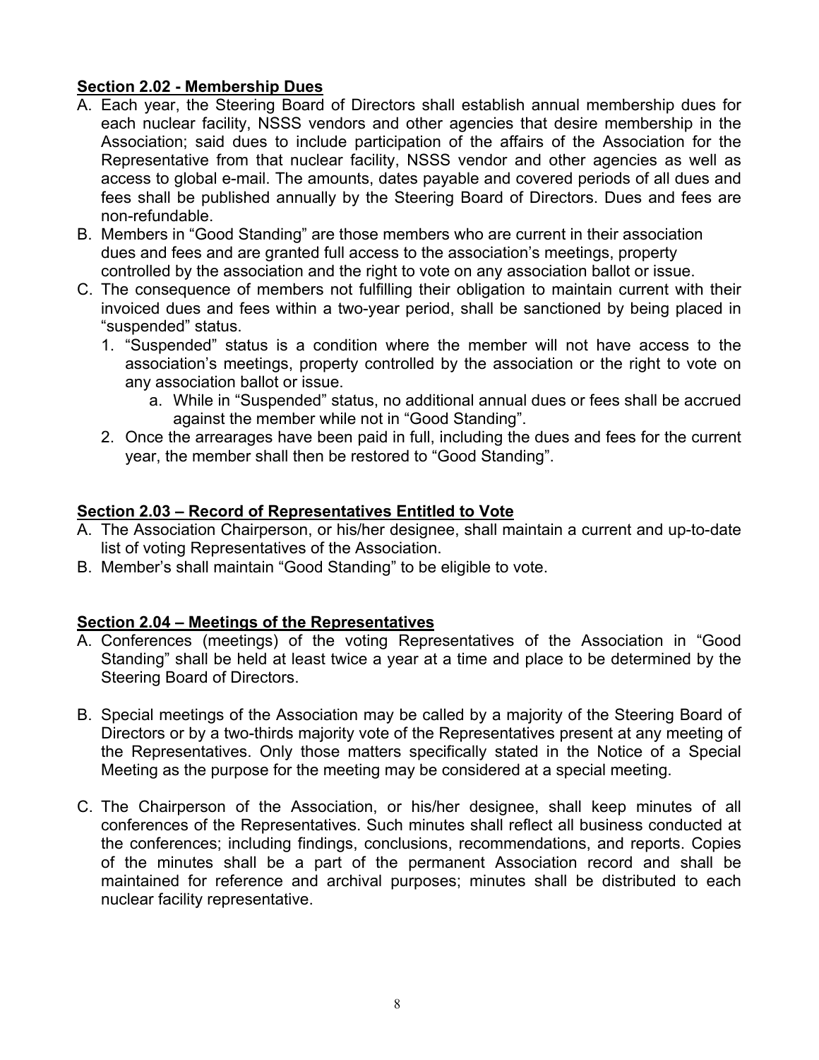## Section 2.02 - Membership Dues

A. Each year, the Steering Board of Directors shall establish annual membership dues for each nuclear facility, NSSS vendors and other agencies that desire membership in the Association; said dues to include participation of the affairs of the Association for the Representative from that nuclear facility, NSSS vendor and other agencies as well as access to global e-mail. The amounts, dates payable and covered periods of all dues and fees shall be published annually by the Steering Board of Directors. Dues and fees are non-refundable.

B. Members in "Good Standing" are those members who are current in their association dues and fees and are granted full access to the association's meetings, property controlled by the association and the right to vote on any association ballot or issue.

C. The consequence of members not fulfilling their obligation to maintain current with their invoiced dues and fees within a two-year period, shall be sanctioned by being placed in "suspended" status.
   1. "Suspended" status is a condition where the member will not have access to the association's meetings, property controlled by the association or the right to vote on any association ballot or issue.
      a. While in "Suspended" status, no additional annual dues or fees shall be accrued against the member while not in "Good Standing".
   2. Once the arrearages have been paid in full, including the dues and fees for the current year, the member shall then be restored to "Good Standing".

## Section 2.03 – Record of Representatives Entitled to Vote

A. The Association Chairperson, or his/her designee, shall maintain a current and up-to-date list of voting Representatives of the Association.

B. Member's shall maintain "Good Standing" to be eligible to vote.

## Section 2.04 – Meetings of the Representatives

A. Conferences (meetings) of the voting Representatives of the Association in "Good Standing" shall be held at least twice a year at a time and place to be determined by the Steering Board of Directors.

B. Special meetings of the Association may be called by a majority of the Steering Board of Directors or by a two-thirds majority vote of the Representatives present at any meeting of the Representatives. Only those matters specifically stated in the Notice of a Special Meeting as the purpose for the meeting may be considered at a special meeting.

C. The Chairperson of the Association, or his/her designee, shall keep minutes of all conferences of the Representatives. Such minutes shall reflect all business conducted at the conferences; including findings, conclusions, recommendations, and reports. Copies of the minutes shall be a part of the permanent Association record and shall be maintained for reference and archival purposes; minutes shall be distributed to each nuclear facility representative.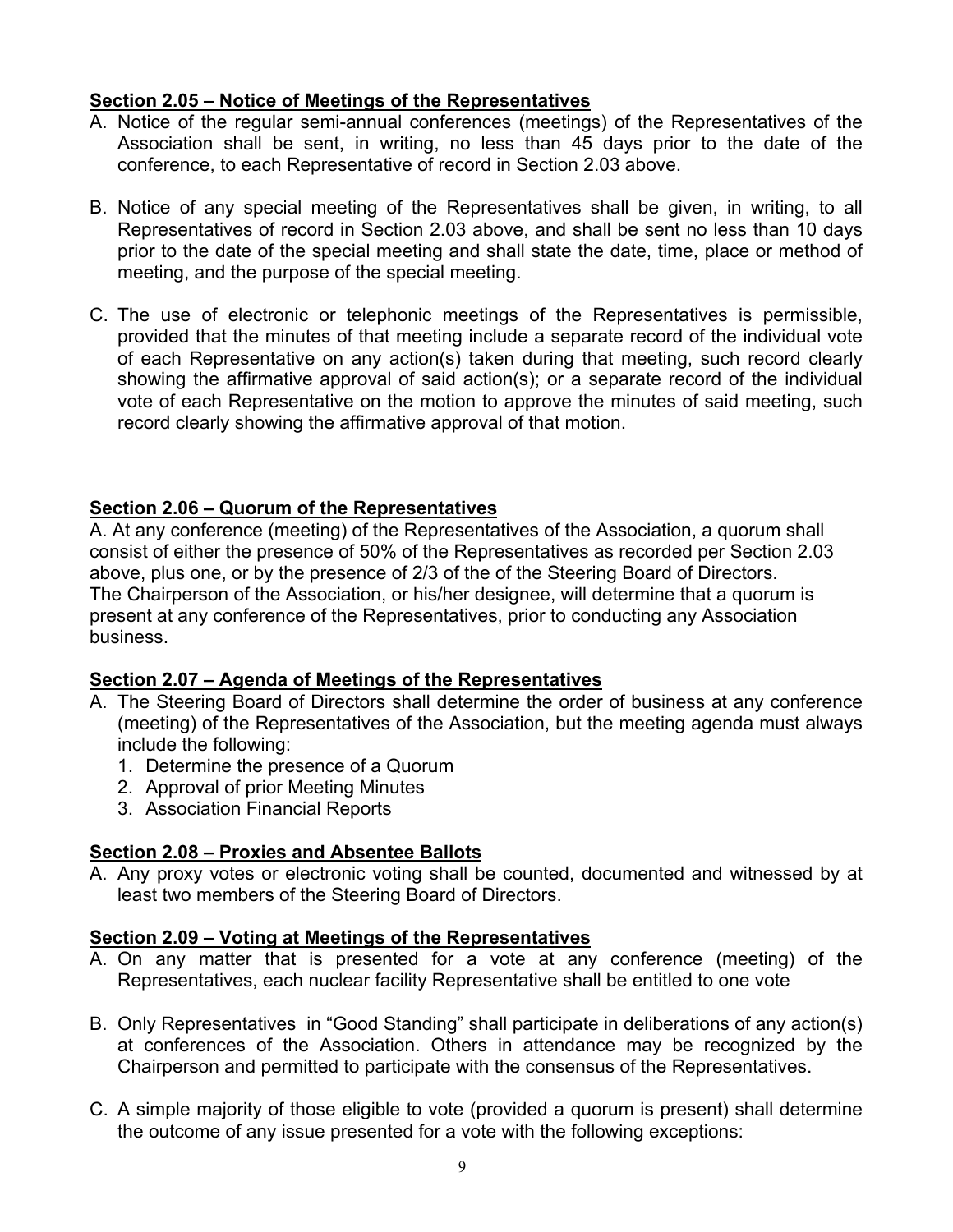**Section 2.05 – Notice of Meetings of the Representatives**

A. Notice of the regular semi-annual conferences (meetings) of the Representatives of the Association shall be sent, in writing, no less than 45 days prior to the date of the conference, to each Representative of record in Section 2.03 above.

B. Notice of any special meeting of the Representatives shall be given, in writing, to all Representatives of record in Section 2.03 above, and shall be sent no less than 10 days prior to the date of the special meeting and shall state the date, time, place or method of meeting, and the purpose of the special meeting.

C. The use of electronic or telephonic meetings of the Representatives is permissible, provided that the minutes of that meeting include a separate record of the individual vote of each Representative on any action(s) taken during that meeting, such record clearly showing the affirmative approval of said action(s); or a separate record of the individual vote of each Representative on the motion to approve the minutes of said meeting, such record clearly showing the affirmative approval of that motion.

**Section 2.06 – Quorum of the Representatives**

A. At any conference (meeting) of the Representatives of the Association, a quorum shall consist of either the presence of 50% of the Representatives as recorded per Section 2.03 above, plus one, or by the presence of 2/3 of the of the Steering Board of Directors. The Chairperson of the Association, or his/her designee, will determine that a quorum is present at any conference of the Representatives, prior to conducting any Association business.

**Section 2.07 – Agenda of Meetings of the Representatives**

A. The Steering Board of Directors shall determine the order of business at any conference (meeting) of the Representatives of the Association, but the meeting agenda must always include the following:
   1. Determine the presence of a Quorum
   2. Approval of prior Meeting Minutes
   3. Association Financial Reports

**Section 2.08 – Proxies and Absentee Ballots**

A. Any proxy votes or electronic voting shall be counted, documented and witnessed by at least two members of the Steering Board of Directors.

**Section 2.09 – Voting at Meetings of the Representatives**

A. On any matter that is presented for a vote at any conference (meeting) of the Representatives, each nuclear facility Representative shall be entitled to one vote

B. Only Representatives in "Good Standing" shall participate in deliberations of any action(s) at conferences of the Association. Others in attendance may be recognized by the Chairperson and permitted to participate with the consensus of the Representatives.

C. A simple majority of those eligible to vote (provided a quorum is present) shall determine the outcome of any issue presented for a vote with the following exceptions: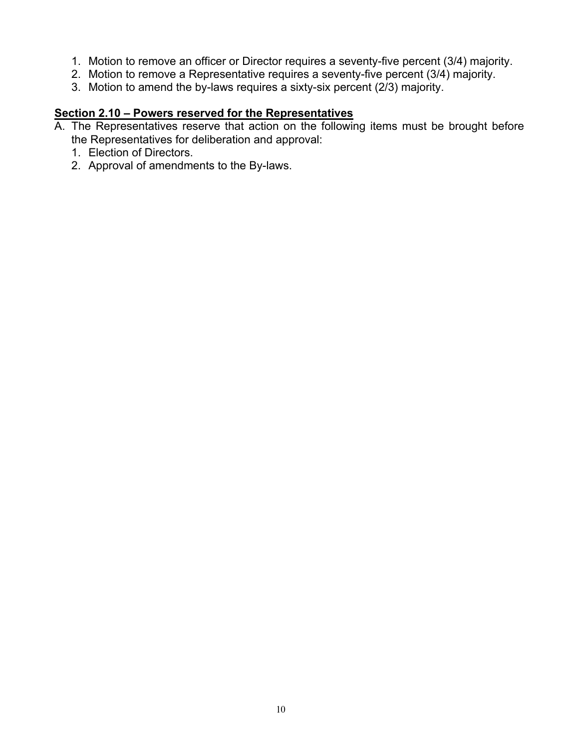1. Motion to remove an officer or Director requires a seventy-five percent (3/4) majority.
2. Motion to remove a Representative requires a seventy-five percent (3/4) majority.
3. Motion to amend the by-laws requires a sixty-six percent (2/3) majority.

**Section 2.10 – Powers reserved for the Representatives**

A. The Representatives reserve that action on the following items must be brought before the Representatives for deliberation and approval:
   1. Election of Directors.
   2. Approval of amendments to the By-laws.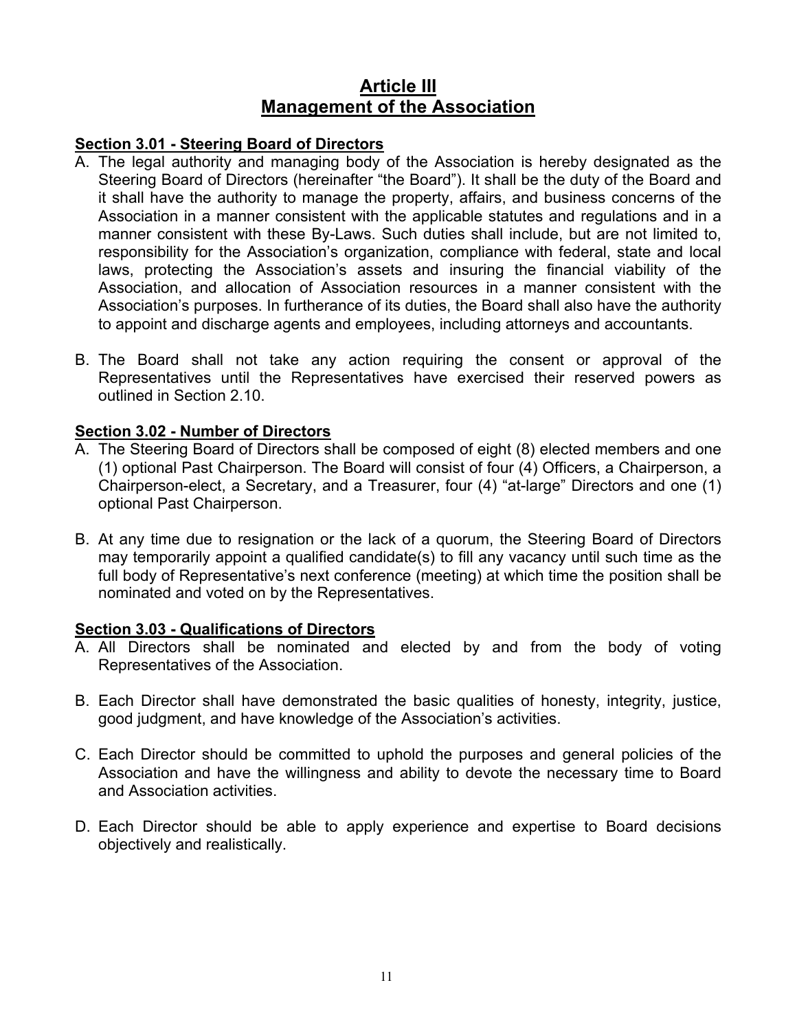# Article III
# Management of the Association

## Section 3.01 - Steering Board of Directors

A. The legal authority and managing body of the Association is hereby designated as the Steering Board of Directors (hereinafter "the Board"). It shall be the duty of the Board and it shall have the authority to manage the property, affairs, and business concerns of the Association in a manner consistent with the applicable statutes and regulations and in a manner consistent with these By-Laws. Such duties shall include, but are not limited to, responsibility for the Association's organization, compliance with federal, state and local laws, protecting the Association's assets and insuring the financial viability of the Association, and allocation of Association resources in a manner consistent with the Association's purposes. In furtherance of its duties, the Board shall also have the authority to appoint and discharge agents and employees, including attorneys and accountants.

B. The Board shall not take any action requiring the consent or approval of the Representatives until the Representatives have exercised their reserved powers as outlined in Section 2.10.

## Section 3.02 - Number of Directors

A. The Steering Board of Directors shall be composed of eight (8) elected members and one (1) optional Past Chairperson. The Board will consist of four (4) Officers, a Chairperson, a Chairperson-elect, a Secretary, and a Treasurer, four (4) "at-large" Directors and one (1) optional Past Chairperson.

B. At any time due to resignation or the lack of a quorum, the Steering Board of Directors may temporarily appoint a qualified candidate(s) to fill any vacancy until such time as the full body of Representative's next conference (meeting) at which time the position shall be nominated and voted on by the Representatives.

## Section 3.03 - Qualifications of Directors

A. All Directors shall be nominated and elected by and from the body of voting Representatives of the Association.

B. Each Director shall have demonstrated the basic qualities of honesty, integrity, justice, good judgment, and have knowledge of the Association's activities.

C. Each Director should be committed to uphold the purposes and general policies of the Association and have the willingness and ability to devote the necessary time to Board and Association activities.

D. Each Director should be able to apply experience and expertise to Board decisions objectively and realistically.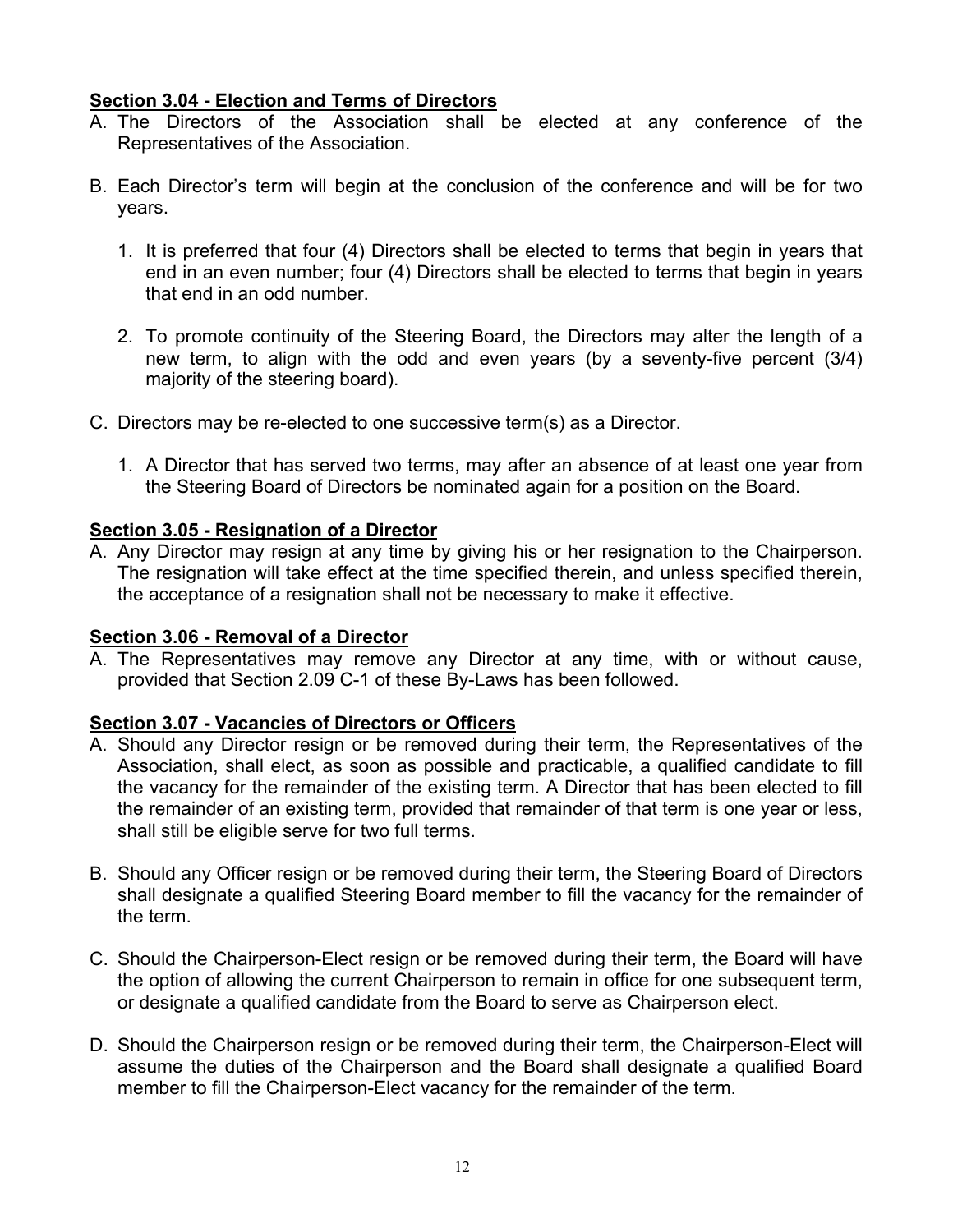**Section 3.04 - Election and Terms of Directors**

A. The Directors of the Association shall be elected at any conference of the Representatives of the Association.

B. Each Director's term will begin at the conclusion of the conference and will be for two years.

   1. It is preferred that four (4) Directors shall be elected to terms that begin in years that end in an even number; four (4) Directors shall be elected to terms that begin in years that end in an odd number.

   2. To promote continuity of the Steering Board, the Directors may alter the length of a new term, to align with the odd and even years (by a seventy-five percent (3/4) majority of the steering board).

C. Directors may be re-elected to one successive term(s) as a Director.

   1. A Director that has served two terms, may after an absence of at least one year from the Steering Board of Directors be nominated again for a position on the Board.

**Section 3.05 - Resignation of a Director**

A. Any Director may resign at any time by giving his or her resignation to the Chairperson. The resignation will take effect at the time specified therein, and unless specified therein, the acceptance of a resignation shall not be necessary to make it effective.

**Section 3.06 - Removal of a Director**

A. The Representatives may remove any Director at any time, with or without cause, provided that Section 2.09 C-1 of these By-Laws has been followed.

**Section 3.07 - Vacancies of Directors or Officers**

A. Should any Director resign or be removed during their term, the Representatives of the Association, shall elect, as soon as possible and practicable, a qualified candidate to fill the vacancy for the remainder of the existing term. A Director that has been elected to fill the remainder of an existing term, provided that remainder of that term is one year or less, shall still be eligible serve for two full terms.

B. Should any Officer resign or be removed during their term, the Steering Board of Directors shall designate a qualified Steering Board member to fill the vacancy for the remainder of the term.

C. Should the Chairperson-Elect resign or be removed during their term, the Board will have the option of allowing the current Chairperson to remain in office for one subsequent term, or designate a qualified candidate from the Board to serve as Chairperson elect.

D. Should the Chairperson resign or be removed during their term, the Chairperson-Elect will assume the duties of the Chairperson and the Board shall designate a qualified Board member to fill the Chairperson-Elect vacancy for the remainder of the term.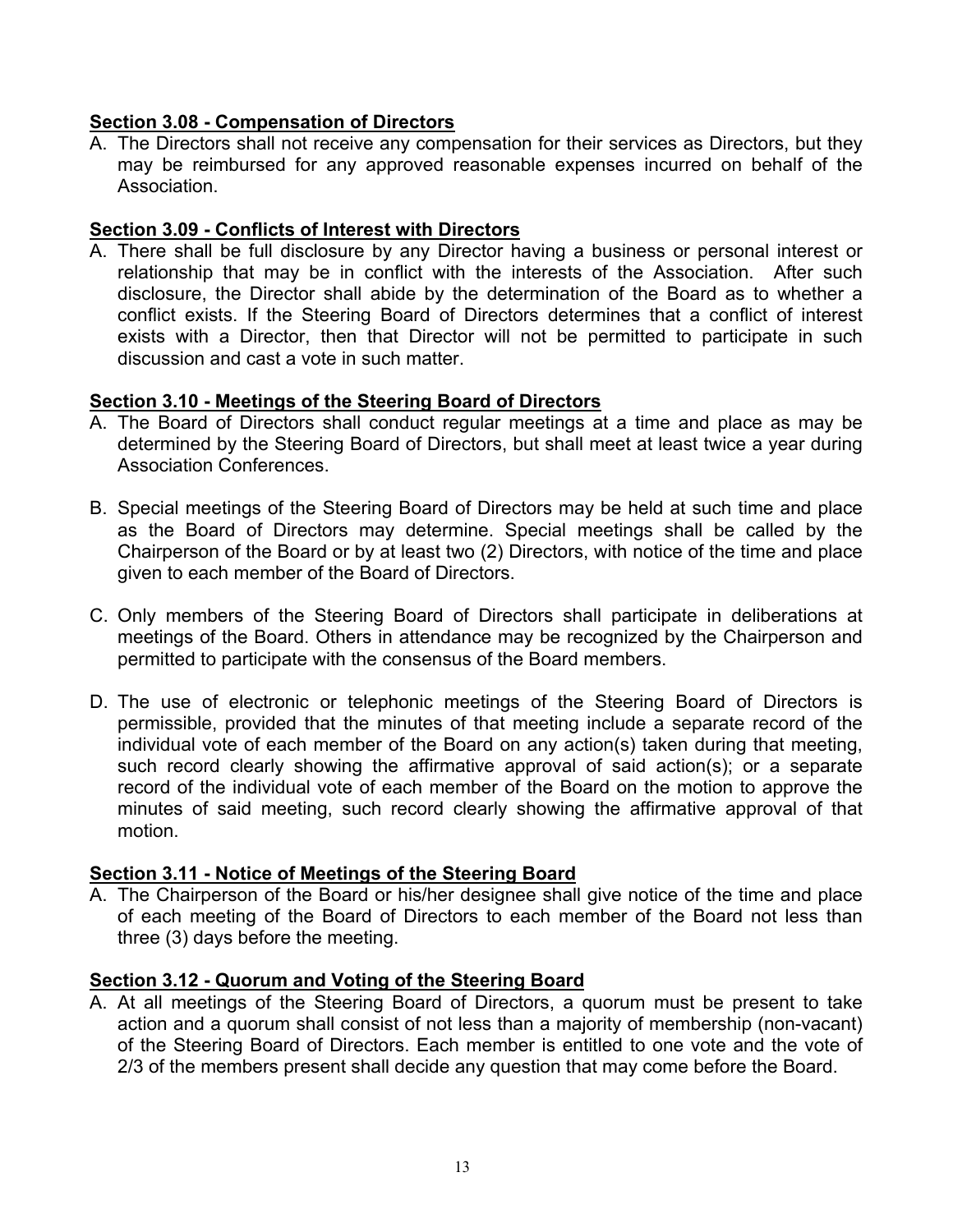**Section 3.08 - Compensation of Directors**

A. The Directors shall not receive any compensation for their services as Directors, but they may be reimbursed for any approved reasonable expenses incurred on behalf of the Association.

**Section 3.09 - Conflicts of Interest with Directors**

A. There shall be full disclosure by any Director having a business or personal interest or relationship that may be in conflict with the interests of the Association. After such disclosure, the Director shall abide by the determination of the Board as to whether a conflict exists. If the Steering Board of Directors determines that a conflict of interest exists with a Director, then that Director will not be permitted to participate in such discussion and cast a vote in such matter.

**Section 3.10 - Meetings of the Steering Board of Directors**

A. The Board of Directors shall conduct regular meetings at a time and place as may be determined by the Steering Board of Directors, but shall meet at least twice a year during Association Conferences.

B. Special meetings of the Steering Board of Directors may be held at such time and place as the Board of Directors may determine. Special meetings shall be called by the Chairperson of the Board or by at least two (2) Directors, with notice of the time and place given to each member of the Board of Directors.

C. Only members of the Steering Board of Directors shall participate in deliberations at meetings of the Board. Others in attendance may be recognized by the Chairperson and permitted to participate with the consensus of the Board members.

D. The use of electronic or telephonic meetings of the Steering Board of Directors is permissible, provided that the minutes of that meeting include a separate record of the individual vote of each member of the Board on any action(s) taken during that meeting, such record clearly showing the affirmative approval of said action(s); or a separate record of the individual vote of each member of the Board on the motion to approve the minutes of said meeting, such record clearly showing the affirmative approval of that motion.

**Section 3.11 - Notice of Meetings of the Steering Board**

A. The Chairperson of the Board or his/her designee shall give notice of the time and place of each meeting of the Board of Directors to each member of the Board not less than three (3) days before the meeting.

**Section 3.12 - Quorum and Voting of the Steering Board**

A. At all meetings of the Steering Board of Directors, a quorum must be present to take action and a quorum shall consist of not less than a majority of membership (non-vacant) of the Steering Board of Directors. Each member is entitled to one vote and the vote of 2/3 of the members present shall decide any question that may come before the Board.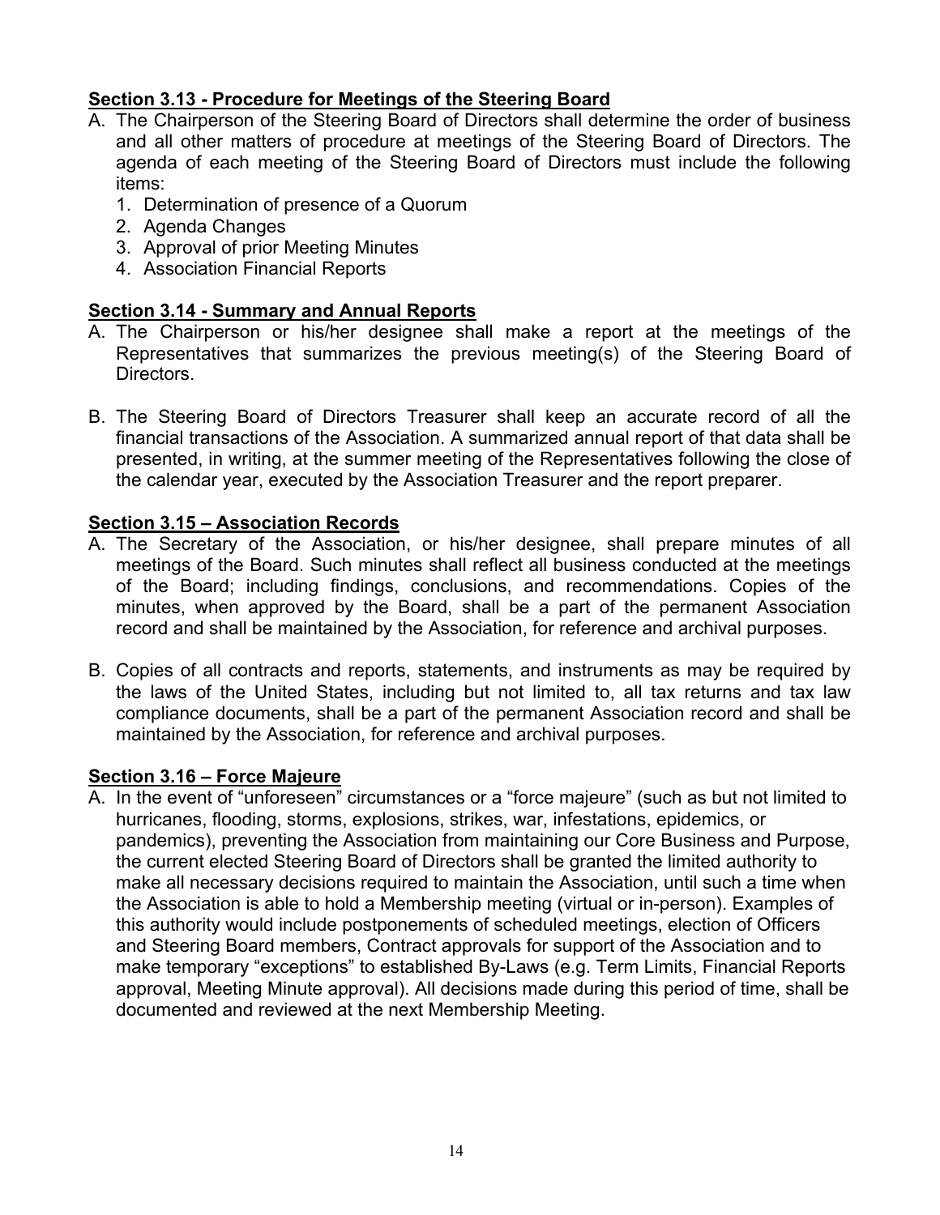## Section 3.13 - Procedure for Meetings of the Steering Board

A. The Chairperson of the Steering Board of Directors shall determine the order of business and all other matters of procedure at meetings of the Steering Board of Directors. The agenda of each meeting of the Steering Board of Directors must include the following items:
   1. Determination of presence of a Quorum
   2. Agenda Changes
   3. Approval of prior Meeting Minutes
   4. Association Financial Reports

## Section 3.14 - Summary and Annual Reports

A. The Chairperson or his/her designee shall make a report at the meetings of the Representatives that summarizes the previous meeting(s) of the Steering Board of Directors.

B. The Steering Board of Directors Treasurer shall keep an accurate record of all the financial transactions of the Association. A summarized annual report of that data shall be presented, in writing, at the summer meeting of the Representatives following the close of the calendar year, executed by the Association Treasurer and the report preparer.

## Section 3.15 – Association Records

A. The Secretary of the Association, or his/her designee, shall prepare minutes of all meetings of the Board. Such minutes shall reflect all business conducted at the meetings of the Board; including findings, conclusions, and recommendations. Copies of the minutes, when approved by the Board, shall be a part of the permanent Association record and shall be maintained by the Association, for reference and archival purposes.

B. Copies of all contracts and reports, statements, and instruments as may be required by the laws of the United States, including but not limited to, all tax returns and tax law compliance documents, shall be a part of the permanent Association record and shall be maintained by the Association, for reference and archival purposes.

## Section 3.16 – Force Majeure

A. In the event of "unforeseen" circumstances or a "force majeure" (such as but not limited to hurricanes, flooding, storms, explosions, strikes, war, infestations, epidemics, or pandemics), preventing the Association from maintaining our Core Business and Purpose, the current elected Steering Board of Directors shall be granted the limited authority to make all necessary decisions required to maintain the Association, until such a time when the Association is able to hold a Membership meeting (virtual or in-person). Examples of this authority would include postponements of scheduled meetings, election of Officers and Steering Board members, Contract approvals for support of the Association and to make temporary "exceptions" to established By-Laws (e.g. Term Limits, Financial Reports approval, Meeting Minute approval). All decisions made during this period of time, shall be documented and reviewed at the next Membership Meeting.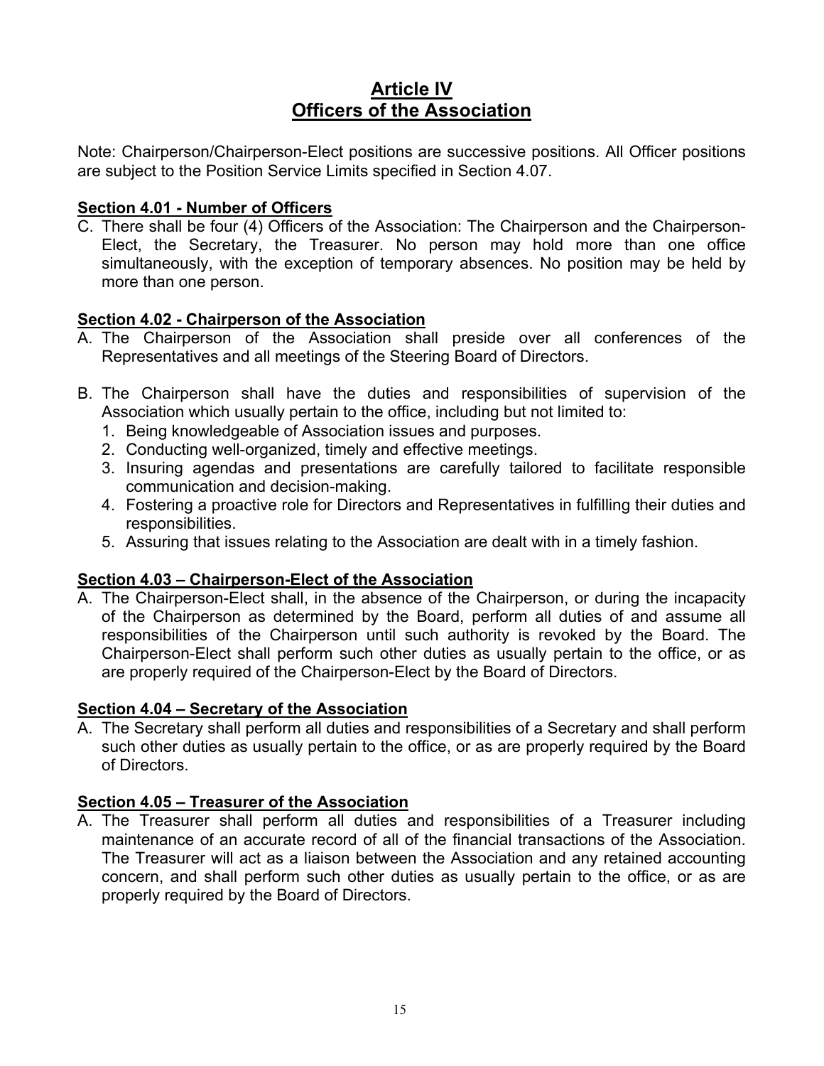# Article IV
# Officers of the Association

Note: Chairperson/Chairperson-Elect positions are successive positions. All Officer positions are subject to the Position Service Limits specified in Section 4.07.

### Section 4.01 - Number of Officers

C. There shall be four (4) Officers of the Association: The Chairperson and the Chairperson-Elect, the Secretary, the Treasurer. No person may hold more than one office simultaneously, with the exception of temporary absences. No position may be held by more than one person.

### Section 4.02 - Chairperson of the Association

A. The Chairperson of the Association shall preside over all conferences of the Representatives and all meetings of the Steering Board of Directors.

B. The Chairperson shall have the duties and responsibilities of supervision of the Association which usually pertain to the office, including but not limited to:
   1. Being knowledgeable of Association issues and purposes.
   2. Conducting well-organized, timely and effective meetings.
   3. Insuring agendas and presentations are carefully tailored to facilitate responsible communication and decision-making.
   4. Fostering a proactive role for Directors and Representatives in fulfilling their duties and responsibilities.
   5. Assuring that issues relating to the Association are dealt with in a timely fashion.

### Section 4.03 – Chairperson-Elect of the Association

A. The Chairperson-Elect shall, in the absence of the Chairperson, or during the incapacity of the Chairperson as determined by the Board, perform all duties of and assume all responsibilities of the Chairperson until such authority is revoked by the Board. The Chairperson-Elect shall perform such other duties as usually pertain to the office, or as are properly required of the Chairperson-Elect by the Board of Directors.

### Section 4.04 – Secretary of the Association

A. The Secretary shall perform all duties and responsibilities of a Secretary and shall perform such other duties as usually pertain to the office, or as are properly required by the Board of Directors.

### Section 4.05 – Treasurer of the Association

A. The Treasurer shall perform all duties and responsibilities of a Treasurer including maintenance of an accurate record of all of the financial transactions of the Association. The Treasurer will act as a liaison between the Association and any retained accounting concern, and shall perform such other duties as usually pertain to the office, or as are properly required by the Board of Directors.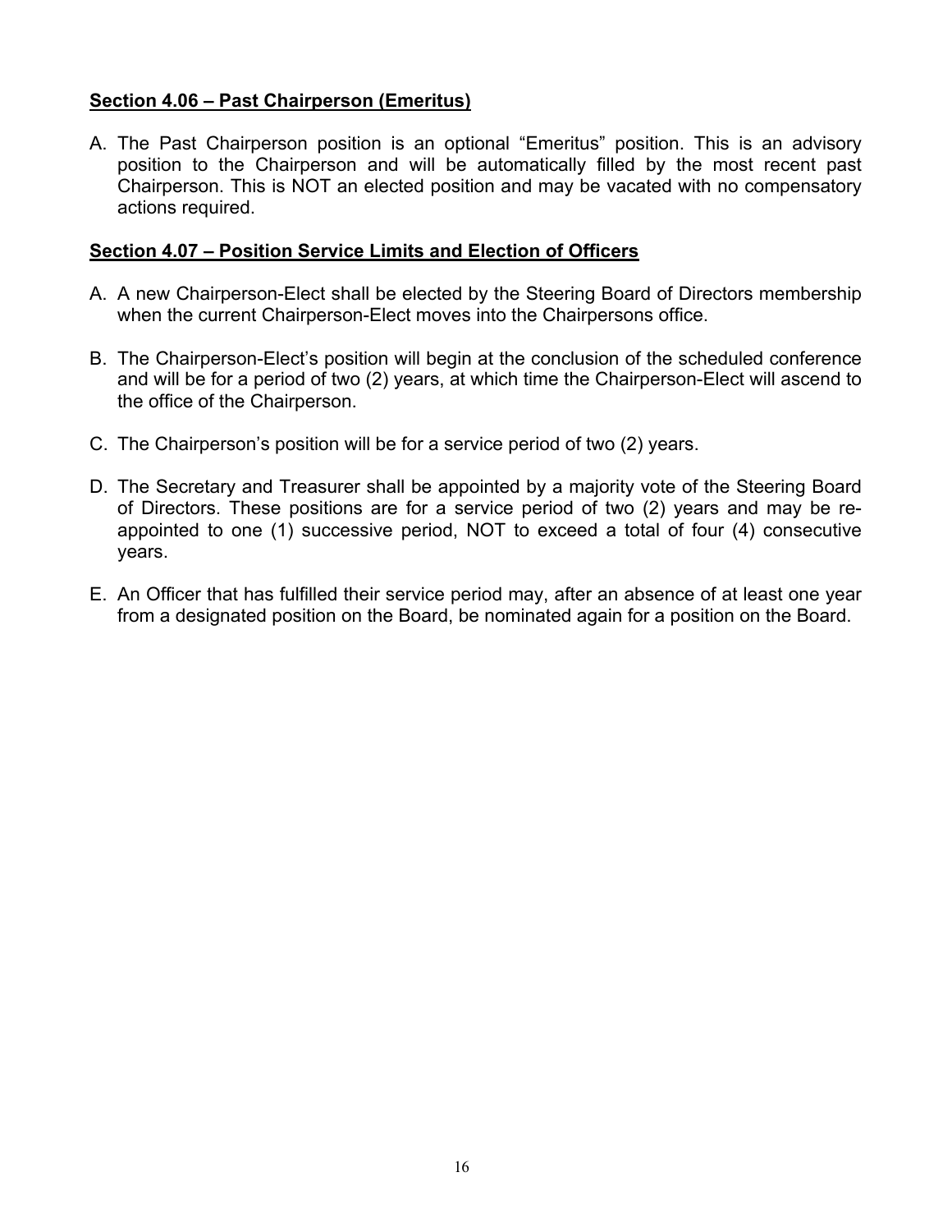## Section 4.06 – Past Chairperson (Emeritus)

A. The Past Chairperson position is an optional "Emeritus" position. This is an advisory position to the Chairperson and will be automatically filled by the most recent past Chairperson. This is NOT an elected position and may be vacated with no compensatory actions required.

## Section 4.07 – Position Service Limits and Election of Officers

A. A new Chairperson-Elect shall be elected by the Steering Board of Directors membership when the current Chairperson-Elect moves into the Chairpersons office.

B. The Chairperson-Elect's position will begin at the conclusion of the scheduled conference and will be for a period of two (2) years, at which time the Chairperson-Elect will ascend to the office of the Chairperson.

C. The Chairperson's position will be for a service period of two (2) years.

D. The Secretary and Treasurer shall be appointed by a majority vote of the Steering Board of Directors. These positions are for a service period of two (2) years and may be re-appointed to one (1) successive period, NOT to exceed a total of four (4) consecutive years.

E. An Officer that has fulfilled their service period may, after an absence of at least one year from a designated position on the Board, be nominated again for a position on the Board.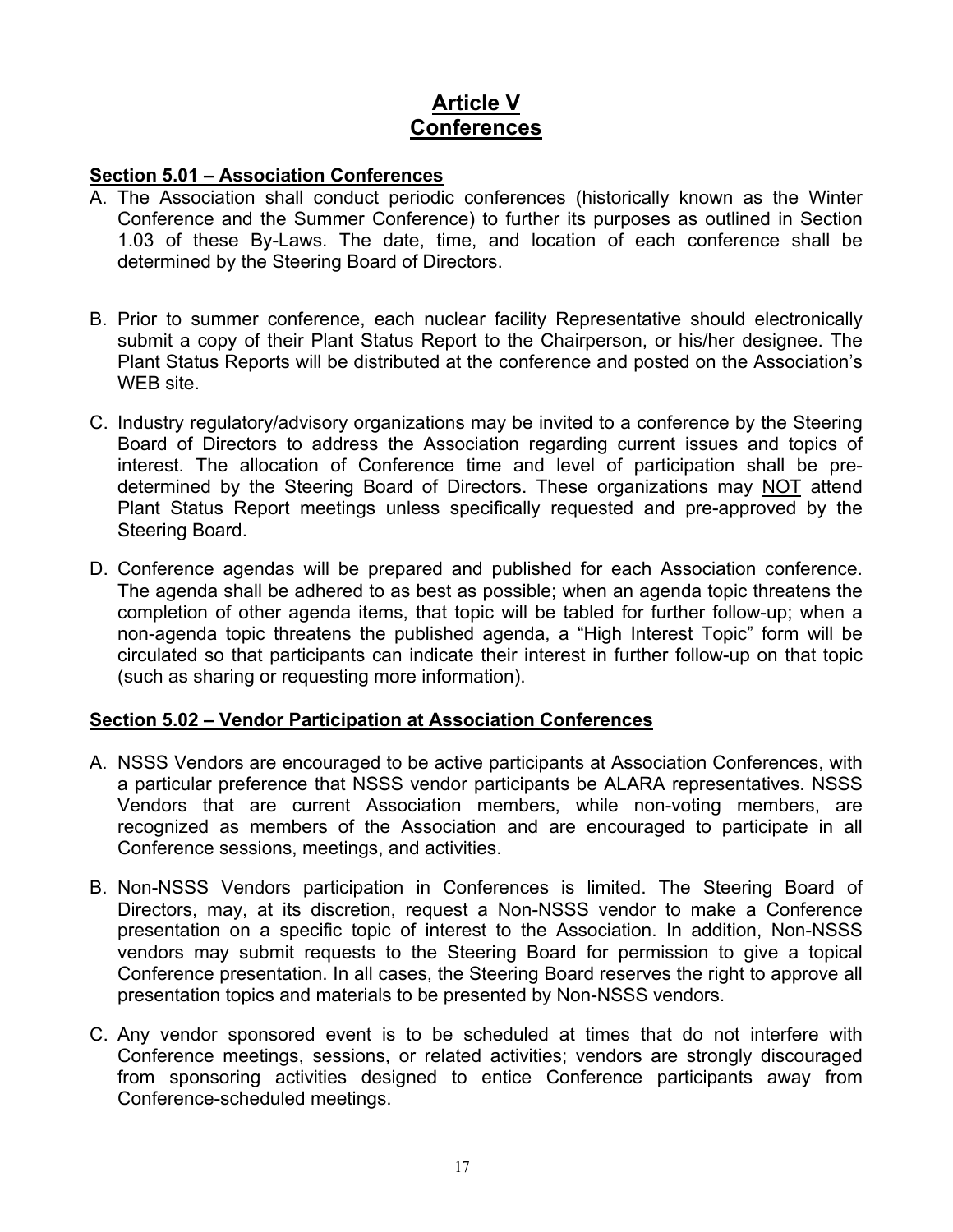# Article V
# Conferences

### Section 5.01 – Association Conferences

A. The Association shall conduct periodic conferences (historically known as the Winter Conference and the Summer Conference) to further its purposes as outlined in Section 1.03 of these By-Laws. The date, time, and location of each conference shall be determined by the Steering Board of Directors.

B. Prior to summer conference, each nuclear facility Representative should electronically submit a copy of their Plant Status Report to the Chairperson, or his/her designee. The Plant Status Reports will be distributed at the conference and posted on the Association's WEB site.

C. Industry regulatory/advisory organizations may be invited to a conference by the Steering Board of Directors to address the Association regarding current issues and topics of interest. The allocation of Conference time and level of participation shall be pre-determined by the Steering Board of Directors. These organizations may NOT attend Plant Status Report meetings unless specifically requested and pre-approved by the Steering Board.

D. Conference agendas will be prepared and published for each Association conference. The agenda shall be adhered to as best as possible; when an agenda topic threatens the completion of other agenda items, that topic will be tabled for further follow-up; when a non-agenda topic threatens the published agenda, a "High Interest Topic" form will be circulated so that participants can indicate their interest in further follow-up on that topic (such as sharing or requesting more information).

### Section 5.02 – Vendor Participation at Association Conferences

A. NSSS Vendors are encouraged to be active participants at Association Conferences, with a particular preference that NSSS vendor participants be ALARA representatives. NSSS Vendors that are current Association members, while non-voting members, are recognized as members of the Association and are encouraged to participate in all Conference sessions, meetings, and activities.

B. Non-NSSS Vendors participation in Conferences is limited. The Steering Board of Directors, may, at its discretion, request a Non-NSSS vendor to make a Conference presentation on a specific topic of interest to the Association. In addition, Non-NSSS vendors may submit requests to the Steering Board for permission to give a topical Conference presentation. In all cases, the Steering Board reserves the right to approve all presentation topics and materials to be presented by Non-NSSS vendors.

C. Any vendor sponsored event is to be scheduled at times that do not interfere with Conference meetings, sessions, or related activities; vendors are strongly discouraged from sponsoring activities designed to entice Conference participants away from Conference-scheduled meetings.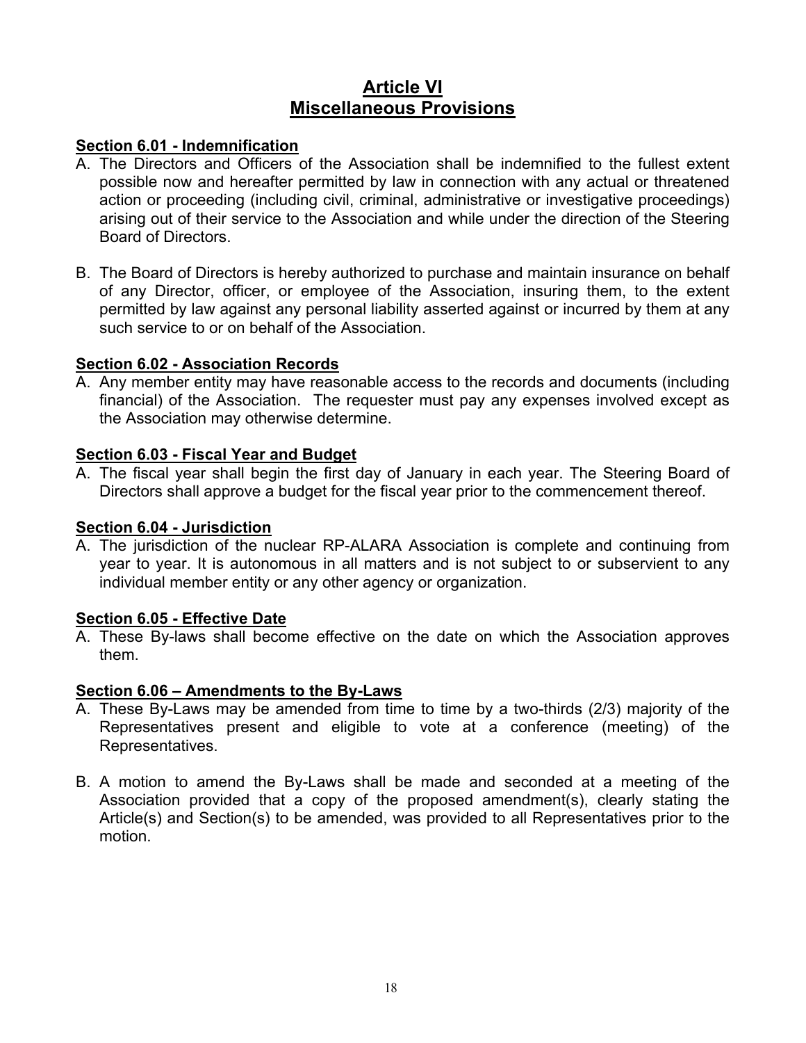# Article VI
# Miscellaneous Provisions

### Section 6.01 - Indemnification

A. The Directors and Officers of the Association shall be indemnified to the fullest extent possible now and hereafter permitted by law in connection with any actual or threatened action or proceeding (including civil, criminal, administrative or investigative proceedings) arising out of their service to the Association and while under the direction of the Steering Board of Directors.

B. The Board of Directors is hereby authorized to purchase and maintain insurance on behalf of any Director, officer, or employee of the Association, insuring them, to the extent permitted by law against any personal liability asserted against or incurred by them at any such service to or on behalf of the Association.

### Section 6.02 - Association Records

A. Any member entity may have reasonable access to the records and documents (including financial) of the Association. The requester must pay any expenses involved except as the Association may otherwise determine.

### Section 6.03 - Fiscal Year and Budget

A. The fiscal year shall begin the first day of January in each year. The Steering Board of Directors shall approve a budget for the fiscal year prior to the commencement thereof.

### Section 6.04 - Jurisdiction

A. The jurisdiction of the nuclear RP-ALARA Association is complete and continuing from year to year. It is autonomous in all matters and is not subject to or subservient to any individual member entity or any other agency or organization.

### Section 6.05 - Effective Date

A. These By-laws shall become effective on the date on which the Association approves them.

### Section 6.06 – Amendments to the By-Laws

A. These By-Laws may be amended from time to time by a two-thirds (2/3) majority of the Representatives present and eligible to vote at a conference (meeting) of the Representatives.

B. A motion to amend the By-Laws shall be made and seconded at a meeting of the Association provided that a copy of the proposed amendment(s), clearly stating the Article(s) and Section(s) to be amended, was provided to all Representatives prior to the motion.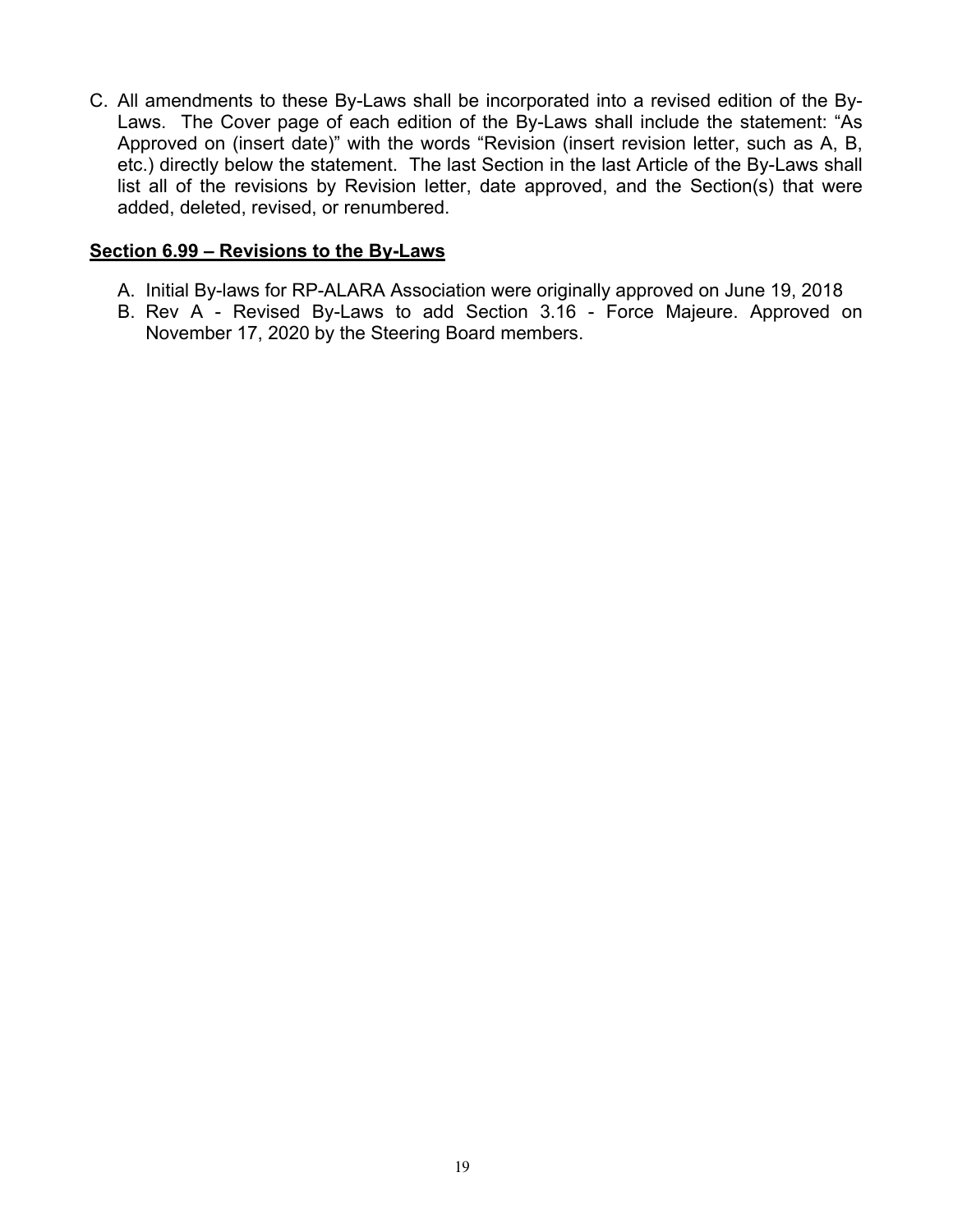C. All amendments to these By-Laws shall be incorporated into a revised edition of the By-Laws. The Cover page of each edition of the By-Laws shall include the statement: "As Approved on (insert date)" with the words "Revision (insert revision letter, such as A, B, etc.) directly below the statement. The last Section in the last Article of the By-Laws shall list all of the revisions by Revision letter, date approved, and the Section(s) that were added, deleted, revised, or renumbered.

## **Section 6.99 – Revisions to the By-Laws**

A. Initial By-laws for RP-ALARA Association were originally approved on June 19, 2018
B. Rev A - Revised By-Laws to add Section 3.16 - Force Majeure. Approved on November 17, 2020 by the Steering Board members.